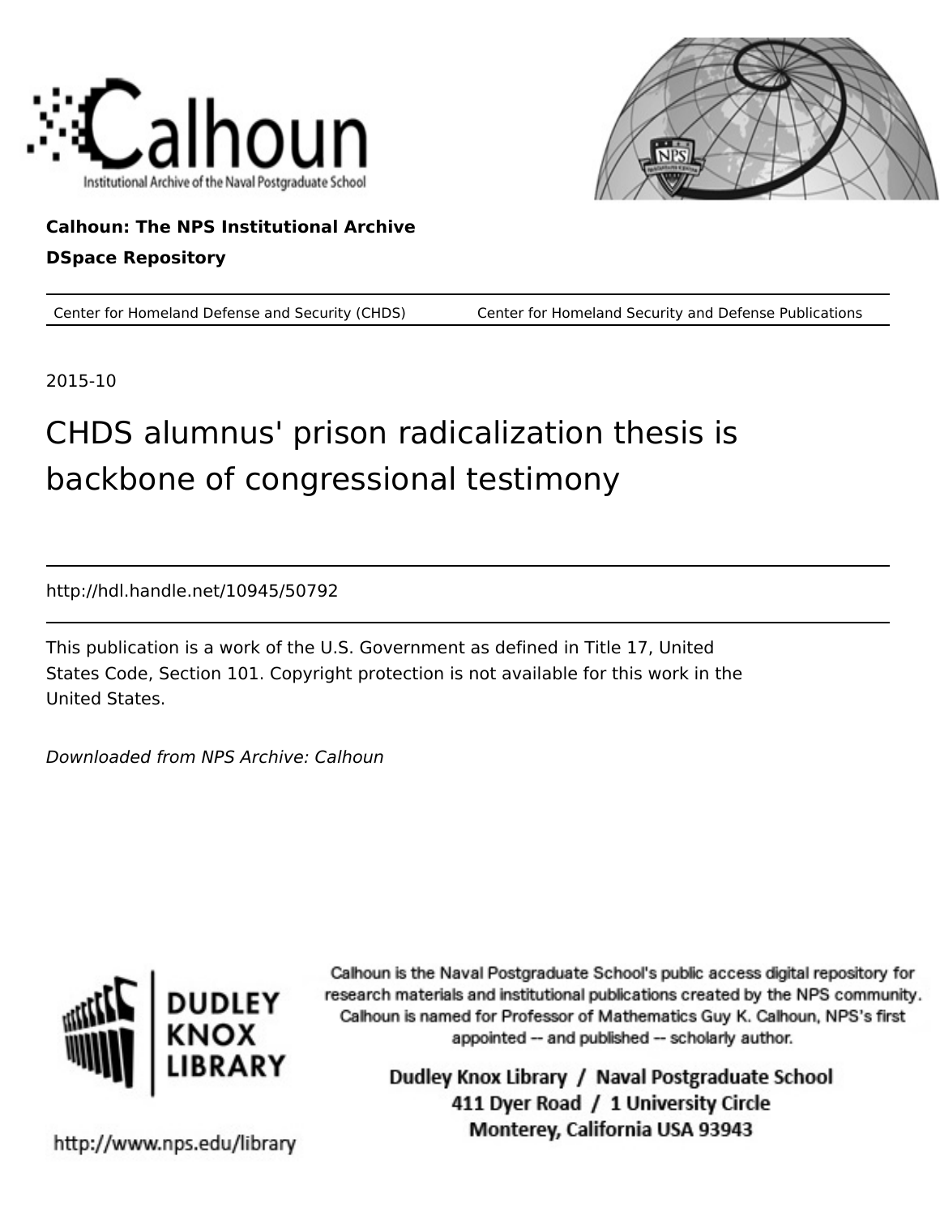Calhoun
Institutional Archive of the Naval Postgraduate School

**Calhoun: The NPS Institutional Archive**

**DSpace Repository**

Center for Homeland Defense and Security (CHDS) Center for Homeland Security and Defense Publications

2015-10

# CHDS alumnus' prison radicalization thesis is backbone of congressional testimony

http://hdl.handle.net/10945/50792

This publication is a work of the U.S. Government as defined in Title 17, United States Code, Section 101. Copyright protection is not available for this work in the United States.

*Downloaded from NPS Archive: Calhoun*

DUDLEY KNOX LIBRARY

Calhoun is the Naval Postgraduate School's public access digital repository for research materials and institutional publications created by the NPS community. Calhoun is named for Professor of Mathematics Guy K. Calhoun, NPS's first appointed -- and published -- scholarly author.

Dudley Knox Library / Naval Postgraduate School
411 Dyer Road / 1 University Circle
Monterey, California USA 93943

http://www.nps.edu/library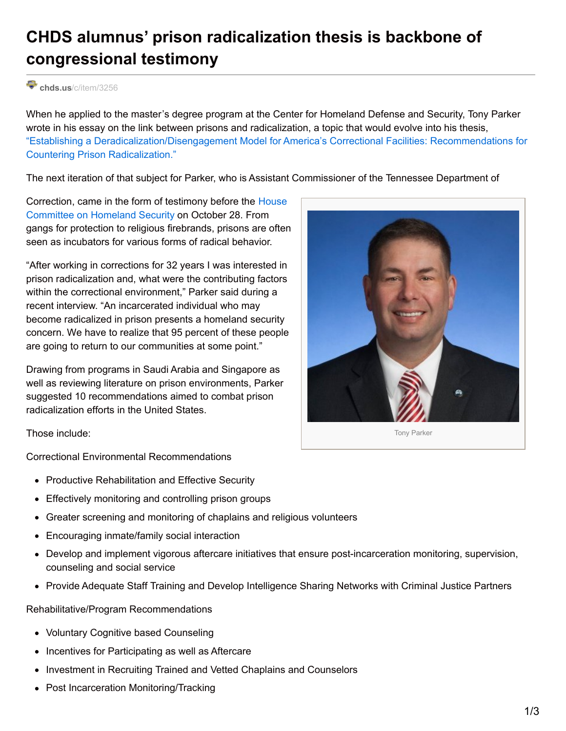# CHDS alumnus' prison radicalization thesis is backbone of congressional testimony

chds.us/c/item/3256

When he applied to the master's degree program at the Center for Homeland Defense and Security, Tony Parker wrote in his essay on the link between prisons and radicalization, a topic that would evolve into his thesis, "Establishing a Deradicalization/Disengagement Model for America's Correctional Facilities: Recommendations for Countering Prison Radicalization."

The next iteration of that subject for Parker, who is Assistant Commissioner of the Tennessee Department of Correction, came in the form of testimony before the House Committee on Homeland Security on October 28. From gangs for protection to religious firebrands, prisons are often seen as incubators for various forms of radical behavior.

"After working in corrections for 32 years I was interested in prison radicalization and, what were the contributing factors within the correctional environment," Parker said during a recent interview. "An incarcerated individual who may become radicalized in prison presents a homeland security concern. We have to realize that 95 percent of these people are going to return to our communities at some point."

Tony Parker

Drawing from programs in Saudi Arabia and Singapore as well as reviewing literature on prison environments, Parker suggested 10 recommendations aimed to combat prison radicalization efforts in the United States.

Those include:

Correctional Environmental Recommendations

- Productive Rehabilitation and Effective Security
- Effectively monitoring and controlling prison groups
- Greater screening and monitoring of chaplains and religious volunteers
- Encouraging inmate/family social interaction
- Develop and implement vigorous aftercare initiatives that ensure post-incarceration monitoring, supervision, counseling and social service
- Provide Adequate Staff Training and Develop Intelligence Sharing Networks with Criminal Justice Partners

Rehabilitative/Program Recommendations

- Voluntary Cognitive based Counseling
- Incentives for Participating as well as Aftercare
- Investment in Recruiting Trained and Vetted Chaplains and Counselors
- Post Incarceration Monitoring/Tracking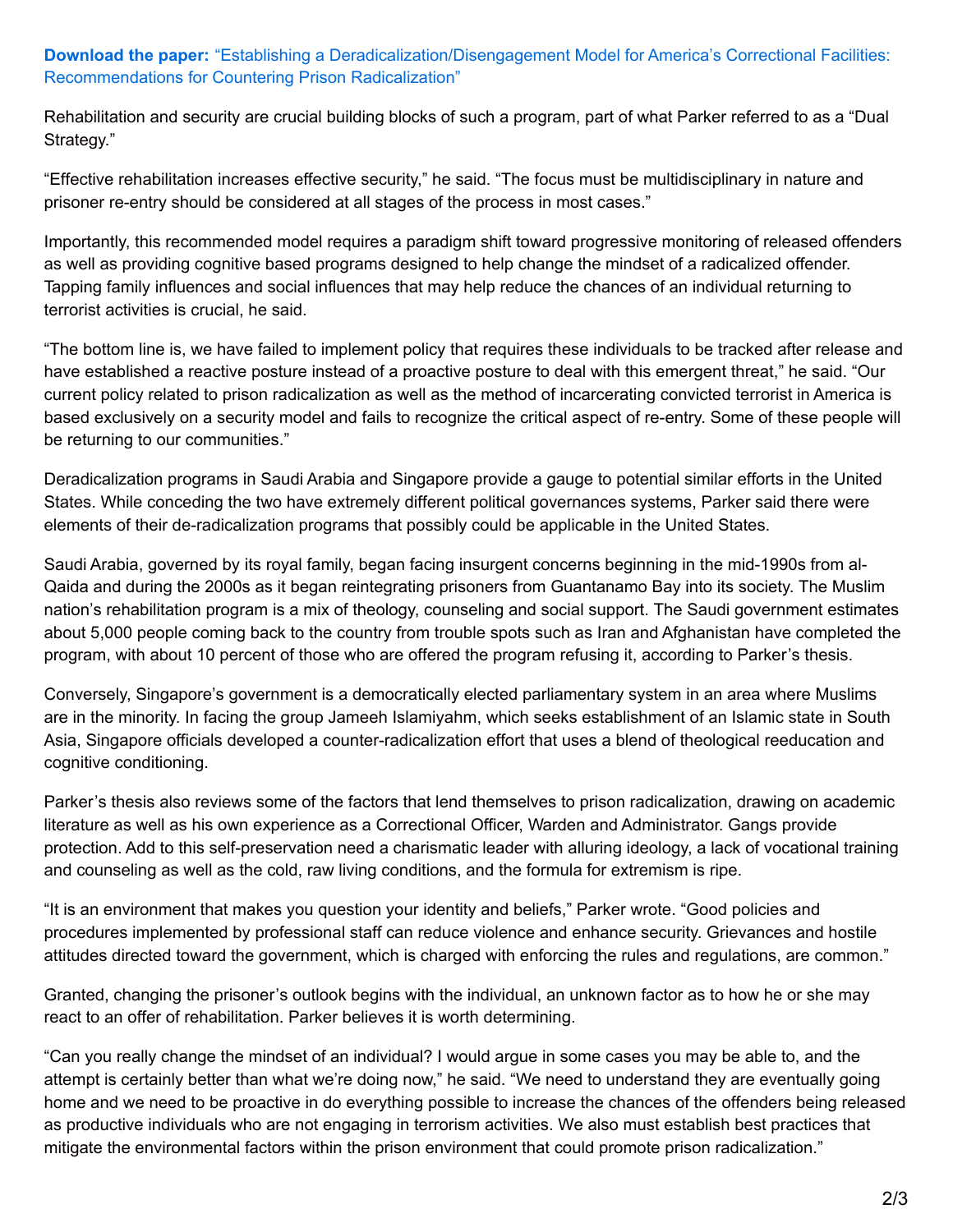**Download the paper:** “Establishing a Deradicalization/Disengagement Model for America’s Correctional Facilities: Recommendations for Countering Prison Radicalization”

Rehabilitation and security are crucial building blocks of such a program, part of what Parker referred to as a “Dual Strategy.”

“Effective rehabilitation increases effective security,” he said. “The focus must be multidisciplinary in nature and prisoner re-entry should be considered at all stages of the process in most cases.”

Importantly, this recommended model requires a paradigm shift toward progressive monitoring of released offenders as well as providing cognitive based programs designed to help change the mindset of a radicalized offender. Tapping family influences and social influences that may help reduce the chances of an individual returning to terrorist activities is crucial, he said.

“The bottom line is, we have failed to implement policy that requires these individuals to be tracked after release and have established a reactive posture instead of a proactive posture to deal with this emergent threat,” he said. “Our current policy related to prison radicalization as well as the method of incarcerating convicted terrorist in America is based exclusively on a security model and fails to recognize the critical aspect of re-entry. Some of these people will be returning to our communities.”

Deradicalization programs in Saudi Arabia and Singapore provide a gauge to potential similar efforts in the United States. While conceding the two have extremely different political governances systems, Parker said there were elements of their de-radicalization programs that possibly could be applicable in the United States.

Saudi Arabia, governed by its royal family, began facing insurgent concerns beginning in the mid-1990s from al-Qaida and during the 2000s as it began reintegrating prisoners from Guantanamo Bay into its society. The Muslim nation’s rehabilitation program is a mix of theology, counseling and social support. The Saudi government estimates about 5,000 people coming back to the country from trouble spots such as Iran and Afghanistan have completed the program, with about 10 percent of those who are offered the program refusing it, according to Parker’s thesis.

Conversely, Singapore’s government is a democratically elected parliamentary system in an area where Muslims are in the minority. In facing the group Jameeh Islamiyahm, which seeks establishment of an Islamic state in South Asia, Singapore officials developed a counter-radicalization effort that uses a blend of theological reeducation and cognitive conditioning.

Parker’s thesis also reviews some of the factors that lend themselves to prison radicalization, drawing on academic literature as well as his own experience as a Correctional Officer, Warden and Administrator. Gangs provide protection. Add to this self-preservation need a charismatic leader with alluring ideology, a lack of vocational training and counseling as well as the cold, raw living conditions, and the formula for extremism is ripe.

“It is an environment that makes you question your identity and beliefs,” Parker wrote. “Good policies and procedures implemented by professional staff can reduce violence and enhance security. Grievances and hostile attitudes directed toward the government, which is charged with enforcing the rules and regulations, are common.”

Granted, changing the prisoner’s outlook begins with the individual, an unknown factor as to how he or she may react to an offer of rehabilitation. Parker believes it is worth determining.

“Can you really change the mindset of an individual? I would argue in some cases you may be able to, and the attempt is certainly better than what we’re doing now,” he said. “We need to understand they are eventually going home and we need to be proactive in do everything possible to increase the chances of the offenders being released as productive individuals who are not engaging in terrorism activities. We also must establish best practices that mitigate the environmental factors within the prison environment that could promote prison radicalization.”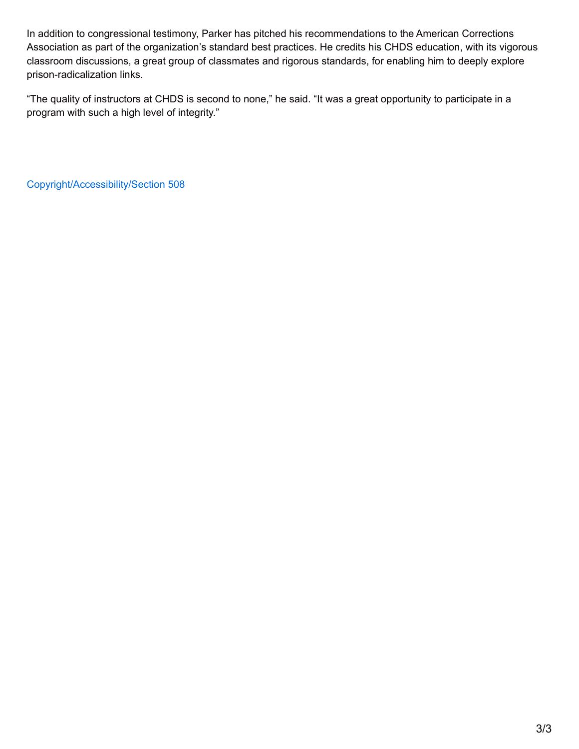In addition to congressional testimony, Parker has pitched his recommendations to the American Corrections Association as part of the organization's standard best practices. He credits his CHDS education, with its vigorous classroom discussions, a great group of classmates and rigorous standards, for enabling him to deeply explore prison-radicalization links.

"The quality of instructors at CHDS is second to none," he said. "It was a great opportunity to participate in a program with such a high level of integrity."

Copyright/Accessibility/Section 508